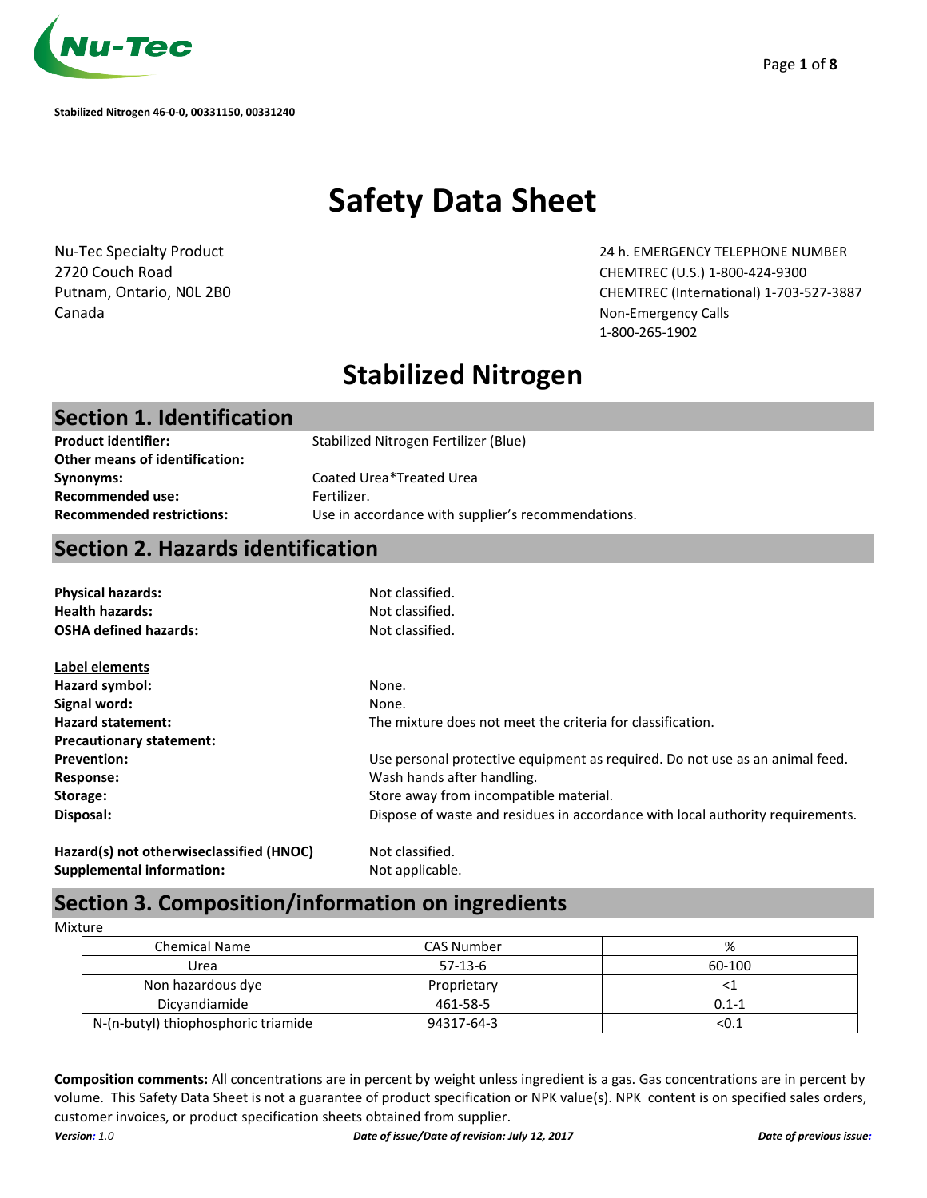Stabilized Nitrogen 46-0-0, 00331150, 00331240

# Safety Data Sheet

Nu-Tec Specialty Product
2720 Couch Road
Putnam, Ontario, N0L 2B0
Canada

24 h. EMERGENCY TELEPHONE NUMBER
CHEMTREC (U.S.) 1-800-424-9300
CHEMTREC (International) 1-703-527-3887
Non-Emergency Calls
1-800-265-1902

# Stabilized Nitrogen

## Section 1. Identification

**Product identifier:** Stabilized Nitrogen Fertilizer (Blue)
**Other means of identification:**
**Synonyms:** Coated Urea*Treated Urea
**Recommended use:** Fertilizer.
**Recommended restrictions:** Use in accordance with supplier's recommendations.

## Section 2. Hazards identification

**Physical hazards:** Not classified.
**Health hazards:** Not classified.
**OSHA defined hazards:** Not classified.

**Label elements**
**Hazard symbol:** None.
**Signal word:** None.
**Hazard statement:** The mixture does not meet the criteria for classification.
**Precautionary statement:**
**Prevention:** Use personal protective equipment as required. Do not use as an animal feed.
**Response:** Wash hands after handling.
**Storage:** Store away from incompatible material.
**Disposal:** Dispose of waste and residues in accordance with local authority requirements.

**Hazard(s) not otherwiseclassified (HNOC)** Not classified.
**Supplemental information:** Not applicable.

## Section 3. Composition/information on ingredients

Mixture

| Chemical Name | CAS Number | % |
|---|---|---|
| Urea | 57-13-6 | 60-100 |
| Non hazardous dye | Proprietary | <1 |
| Dicyandiamide | 461-58-5 | 0.1-1 |
| N-(n-butyl) thiophosphoric triamide | 94317-64-3 | <0.1 |

**Composition comments:** All concentrations are in percent by weight unless ingredient is a gas. Gas concentrations are in percent by volume. This Safety Data Sheet is not a guarantee of product specification or NPK value(s). NPK content is on specified sales orders, customer invoices, or product specification sheets obtained from supplier.

*Version: 1.0* *Date of issue/Date of revision: July 12, 2017* *Date of previous issue:*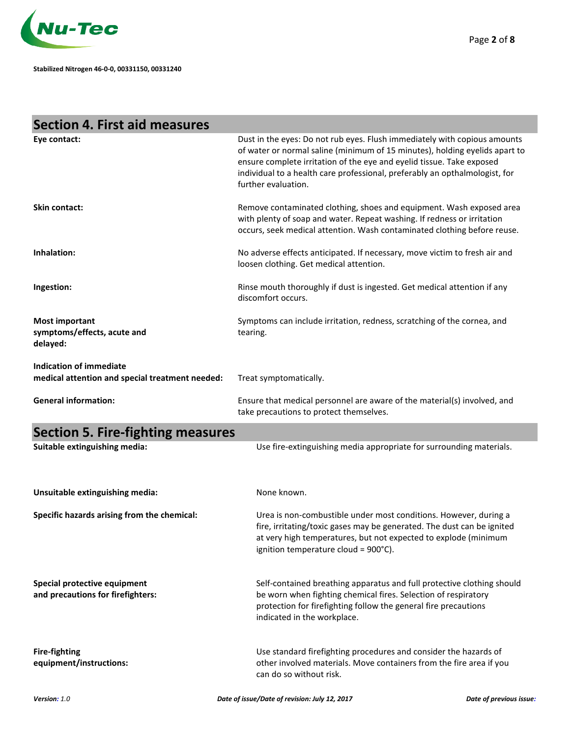## Section 4. First aid measures

**Eye contact:** Dust in the eyes: Do not rub eyes. Flush immediately with copious amounts of water or normal saline (minimum of 15 minutes), holding eyelids apart to ensure complete irritation of the eye and eyelid tissue. Take exposed individual to a health care professional, preferably an opthalmologist, for further evaluation.

**Skin contact:** Remove contaminated clothing, shoes and equipment. Wash exposed area with plenty of soap and water. Repeat washing. If redness or irritation occurs, seek medical attention. Wash contaminated clothing before reuse.

**Inhalation:** No adverse effects anticipated. If necessary, move victim to fresh air and loosen clothing. Get medical attention.

**Ingestion:** Rinse mouth thoroughly if dust is ingested. Get medical attention if any discomfort occurs.

**Most important symptoms/effects, acute and delayed:** Symptoms can include irritation, redness, scratching of the cornea, and tearing.

**Indication of immediate medical attention and special treatment needed:** Treat symptomatically.

**General information:** Ensure that medical personnel are aware of the material(s) involved, and take precautions to protect themselves.

## Section 5. Fire-fighting measures

**Suitable extinguishing media:** Use fire-extinguishing media appropriate for surrounding materials.

**Unsuitable extinguishing media:** None known.

**Specific hazards arising from the chemical:** Urea is non-combustible under most conditions. However, during a fire, irritating/toxic gases may be generated. The dust can be ignited at very high temperatures, but not expected to explode (minimum ignition temperature cloud = 900°C).

**Special protective equipment and precautions for firefighters:** Self-contained breathing apparatus and full protective clothing should be worn when fighting chemical fires. Selection of respiratory protection for firefighting follow the general fire precautions indicated in the workplace.

**Fire-fighting equipment/instructions:** Use standard firefighting procedures and consider the hazards of other involved materials. Move containers from the fire area if you can do so without risk.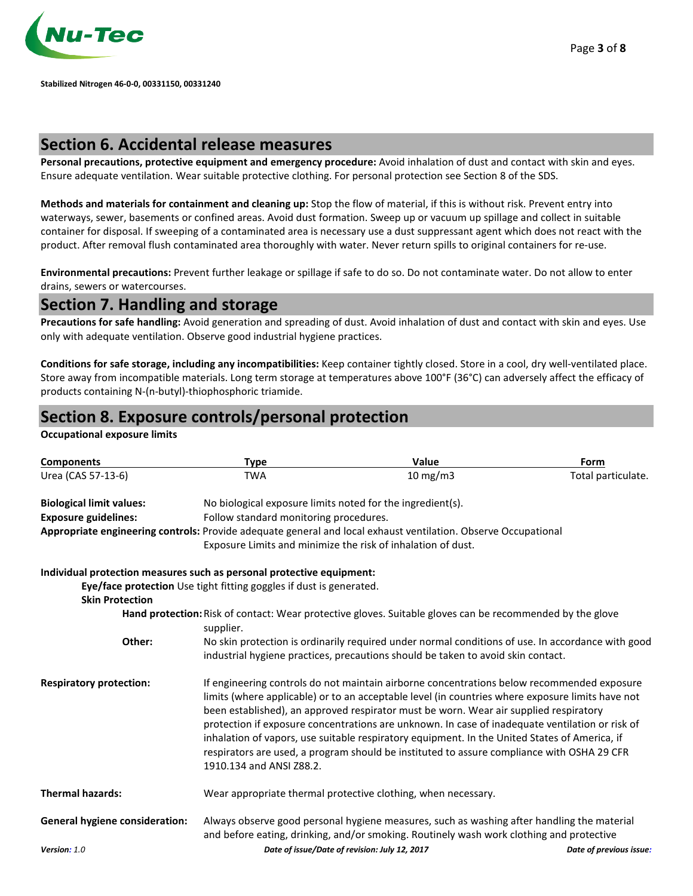## Section 6. Accidental release measures

**Personal precautions, protective equipment and emergency procedure:** Avoid inhalation of dust and contact with skin and eyes. Ensure adequate ventilation. Wear suitable protective clothing. For personal protection see Section 8 of the SDS.

**Methods and materials for containment and cleaning up:** Stop the flow of material, if this is without risk. Prevent entry into waterways, sewer, basements or confined areas. Avoid dust formation. Sweep up or vacuum up spillage and collect in suitable container for disposal. If sweeping of a contaminated area is necessary use a dust suppressant agent which does not react with the product. After removal flush contaminated area thoroughly with water. Never return spills to original containers for re-use.

**Environmental precautions:** Prevent further leakage or spillage if safe to do so. Do not contaminate water. Do not allow to enter drains, sewers or watercourses.

## Section 7. Handling and storage

**Precautions for safe handling:** Avoid generation and spreading of dust. Avoid inhalation of dust and contact with skin and eyes. Use only with adequate ventilation. Observe good industrial hygiene practices.

**Conditions for safe storage, including any incompatibilities:** Keep container tightly closed. Store in a cool, dry well-ventilated place. Store away from incompatible materials. Long term storage at temperatures above 100°F (36°C) can adversely affect the efficacy of products containing N-(n-butyl)-thiophosphoric triamide.

## Section 8. Exposure controls/personal protection

**Occupational exposure limits**

| Components | Type | Value | Form |
|---|---|---|---|
| Urea (CAS 57-13-6) | TWA | 10 mg/m3 | Total particulate. |

**Biological limit values:** No biological exposure limits noted for the ingredient(s).

**Exposure guidelines:** Follow standard monitoring procedures.

**Appropriate engineering controls:** Provide adequate general and local exhaust ventilation. Observe Occupational Exposure Limits and minimize the risk of inhalation of dust.

**Individual protection measures such as personal protective equipment:**

**Eye/face protection** Use tight fitting goggles if dust is generated.

**Skin Protection**

**Hand protection:** Risk of contact: Wear protective gloves. Suitable gloves can be recommended by the glove supplier.

**Other:** No skin protection is ordinarily required under normal conditions of use. In accordance with good industrial hygiene practices, precautions should be taken to avoid skin contact.

**Respiratory protection:** If engineering controls do not maintain airborne concentrations below recommended exposure limits (where applicable) or to an acceptable level (in countries where exposure limits have not been established), an approved respirator must be worn. Wear air supplied respiratory protection if exposure concentrations are unknown. In case of inadequate ventilation or risk of inhalation of vapors, use suitable respiratory equipment. In the United States of America, if respirators are used, a program should be instituted to assure compliance with OSHA 29 CFR 1910.134 and ANSI Z88.2.

**Thermal hazards:** Wear appropriate thermal protective clothing, when necessary.

**General hygiene consideration:** Always observe good personal hygiene measures, such as washing after handling the material and before eating, drinking, and/or smoking. Routinely wash work clothing and protective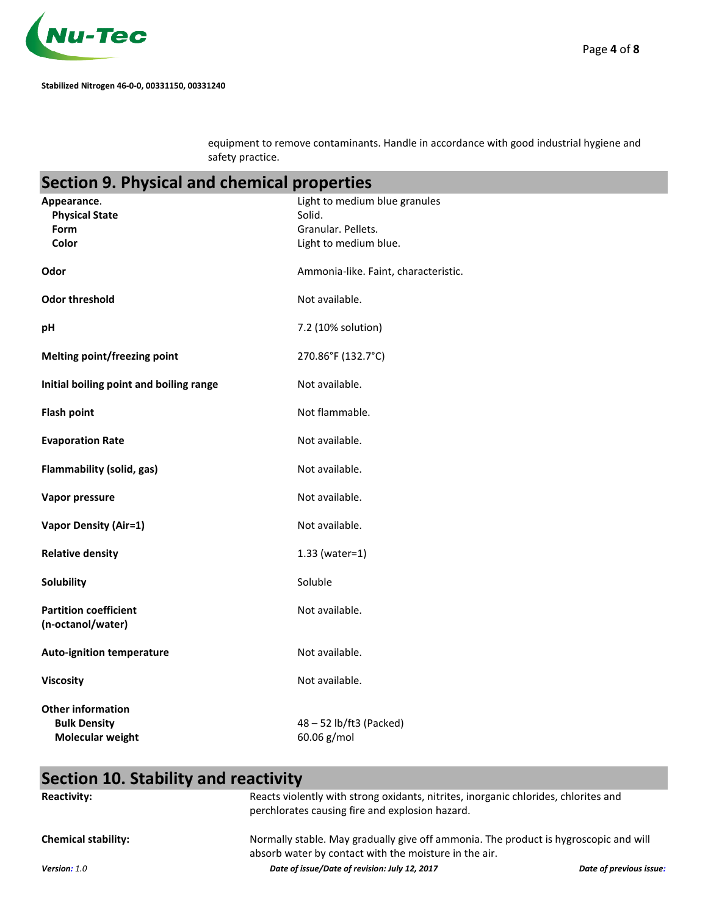equipment to remove contaminants. Handle in accordance with good industrial hygiene and safety practice.

## Section 9. Physical and chemical properties

| Property | Value |
|---|---|
| **Appearance.** | Light to medium blue granules |
| **Physical State** | Solid. |
| **Form** | Granular. Pellets. |
| **Color** | Light to medium blue. |
| **Odor** | Ammonia-like. Faint, characteristic. |
| **Odor threshold** | Not available. |
| **pH** | 7.2 (10% solution) |
| **Melting point/freezing point** | 270.86°F (132.7°C) |
| **Initial boiling point and boiling range** | Not available. |
| **Flash point** | Not flammable. |
| **Evaporation Rate** | Not available. |
| **Flammability (solid, gas)** | Not available. |
| **Vapor pressure** | Not available. |
| **Vapor Density (Air=1)** | Not available. |
| **Relative density** | 1.33 (water=1) |
| **Solubility** | Soluble |
| **Partition coefficient (n-octanol/water)** | Not available. |
| **Auto-ignition temperature** | Not available. |
| **Viscosity** | Not available. |
| **Other information** | |
| **Bulk Density** | 48 – 52 lb/ft3 (Packed) |
| **Molecular weight** | 60.06 g/mol |

## Section 10. Stability and reactivity

**Reactivity:** Reacts violently with strong oxidants, nitrites, inorganic chlorides, chlorites and perchlorates causing fire and explosion hazard.

**Chemical stability:** Normally stable. May gradually give off ammonia. The product is hygroscopic and will absorb water by contact with the moisture in the air.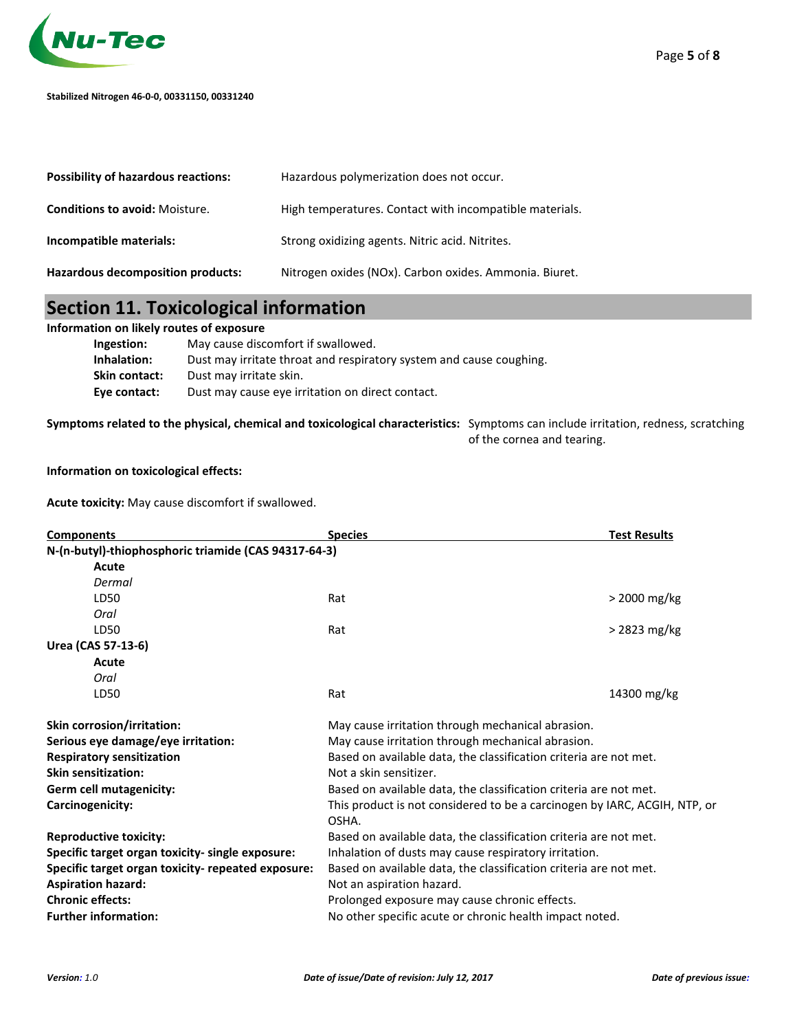**Possibility of hazardous reactions:** Hazardous polymerization does not occur.

**Conditions to avoid:** Moisture. High temperatures. Contact with incompatible materials.

**Incompatible materials:** Strong oxidizing agents. Nitric acid. Nitrites.

**Hazardous decomposition products:** Nitrogen oxides (NOx). Carbon oxides. Ammonia. Biuret.

## Section 11. Toxicological information

**Information on likely routes of exposure**

- **Ingestion:** May cause discomfort if swallowed.
- **Inhalation:** Dust may irritate throat and respiratory system and cause coughing.
- **Skin contact:** Dust may irritate skin.
- **Eye contact:** Dust may cause eye irritation on direct contact.

**Symptoms related to the physical, chemical and toxicological characteristics:** Symptoms can include irritation, redness, scratching of the cornea and tearing.

**Information on toxicological effects:**

**Acute toxicity:** May cause discomfort if swallowed.

| Components | Species | Test Results |
|---|---|---|
| **N-(n-butyl)-thiophosphoric triamide (CAS 94317-64-3)** | | |
| **Acute** | | |
| *Dermal* | | |
| LD50 | Rat | > 2000 mg/kg |
| *Oral* | | |
| LD50 | Rat | > 2823 mg/kg |
| **Urea (CAS 57-13-6)** | | |
| **Acute** | | |
| *Oral* | | |
| LD50 | Rat | 14300 mg/kg |

**Skin corrosion/irritation:** May cause irritation through mechanical abrasion.

**Serious eye damage/eye irritation:** May cause irritation through mechanical abrasion.

**Respiratory sensitization** Based on available data, the classification criteria are not met.

**Skin sensitization:** Not a skin sensitizer.

**Germ cell mutagenicity:** Based on available data, the classification criteria are not met.

**Carcinogenicity:** This product is not considered to be a carcinogen by IARC, ACGIH, NTP, or OSHA.

**Reproductive toxicity:** Based on available data, the classification criteria are not met.

**Specific target organ toxicity- single exposure:** Inhalation of dusts may cause respiratory irritation.

**Specific target organ toxicity- repeated exposure:** Based on available data, the classification criteria are not met.

**Aspiration hazard:** Not an aspiration hazard.

**Chronic effects:** Prolonged exposure may cause chronic effects.

**Further information:** No other specific acute or chronic health impact noted.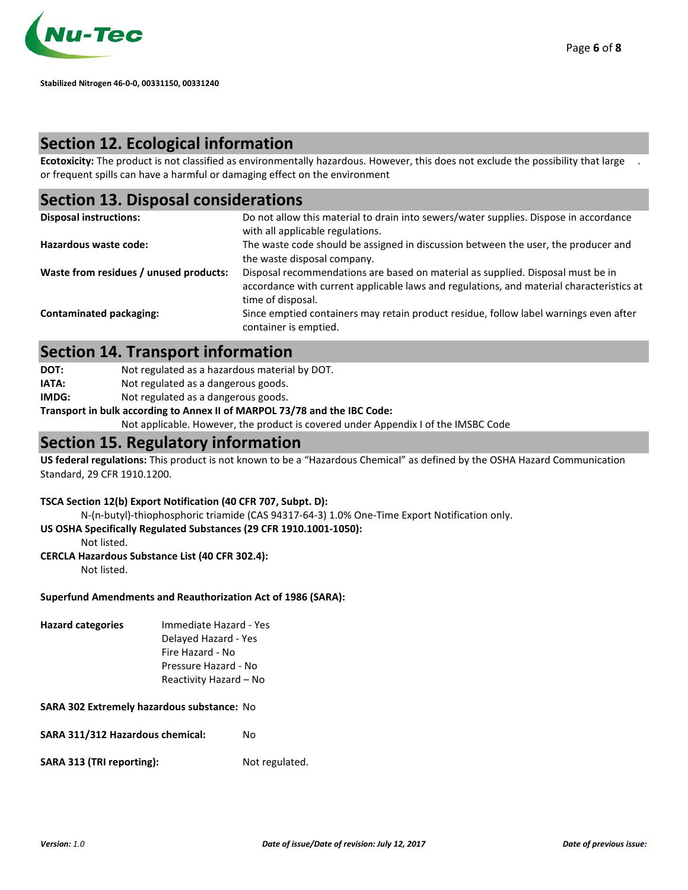## Section 12. Ecological information

**Ecotoxicity:** The product is not classified as environmentally hazardous. However, this does not exclude the possibility that large or frequent spills can have a harmful or damaging effect on the environment

## Section 13. Disposal considerations

| | |
|---|---|
| **Disposal instructions:** | Do not allow this material to drain into sewers/water supplies. Dispose in accordance with all applicable regulations. |
| **Hazardous waste code:** | The waste code should be assigned in discussion between the user, the producer and the waste disposal company. |
| **Waste from residues / unused products:** | Disposal recommendations are based on material as supplied. Disposal must be in accordance with current applicable laws and regulations, and material characteristics at time of disposal. |
| **Contaminated packaging:** | Since emptied containers may retain product residue, follow label warnings even after container is emptied. |

## Section 14. Transport information

**DOT:** Not regulated as a hazardous material by DOT.

**IATA:** Not regulated as a dangerous goods.

**IMDG:** Not regulated as a dangerous goods.

**Transport in bulk according to Annex II of MARPOL 73/78 and the IBC Code:**

Not applicable. However, the product is covered under Appendix I of the IMSBC Code

## Section 15. Regulatory information

**US federal regulations:** This product is not known to be a "Hazardous Chemical" as defined by the OSHA Hazard Communication Standard, 29 CFR 1910.1200.

**TSCA Section 12(b) Export Notification (40 CFR 707, Subpt. D):**

N-(n-butyl)-thiophosphoric triamide (CAS 94317-64-3) 1.0% One-Time Export Notification only.

**US OSHA Specifically Regulated Substances (29 CFR 1910.1001-1050):**

Not listed.

**CERCLA Hazardous Substance List (40 CFR 302.4):**

Not listed.

**Superfund Amendments and Reauthorization Act of 1986 (SARA):**

**Hazard categories**

- Immediate Hazard - Yes
- Delayed Hazard - Yes
- Fire Hazard - No
- Pressure Hazard - No
- Reactivity Hazard – No

**SARA 302 Extremely hazardous substance:** No

**SARA 311/312 Hazardous chemical:** No

**SARA 313 (TRI reporting):** Not regulated.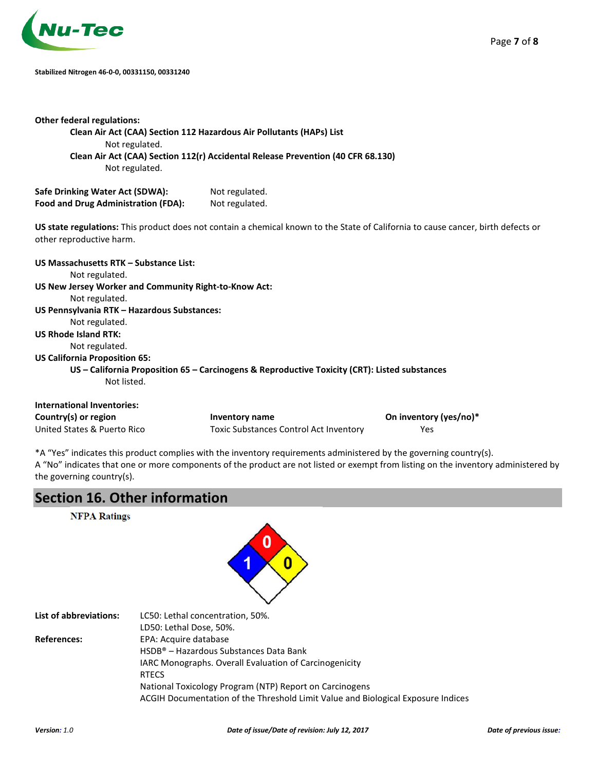**Other federal regulations:**

**Clean Air Act (CAA) Section 112 Hazardous Air Pollutants (HAPs) List**

Not regulated.

**Clean Air Act (CAA) Section 112(r) Accidental Release Prevention (40 CFR 68.130)**

Not regulated.

**Safe Drinking Water Act (SDWA):** Not regulated.
**Food and Drug Administration (FDA):** Not regulated.

**US state regulations:** This product does not contain a chemical known to the State of California to cause cancer, birth defects or other reproductive harm.

**US Massachusetts RTK – Substance List:**
Not regulated.

**US New Jersey Worker and Community Right-to-Know Act:**
Not regulated.

**US Pennsylvania RTK – Hazardous Substances:**
Not regulated.

**US Rhode Island RTK:**
Not regulated.

**US California Proposition 65:**

**US – California Proposition 65 – Carcinogens & Reproductive Toxicity (CRT): Listed substances**

Not listed.

**International Inventories:**

| Country(s) or region | Inventory name | On inventory (yes/no)* |
|---|---|---|
| United States & Puerto Rico | Toxic Substances Control Act Inventory | Yes |

*A "Yes" indicates this product complies with the inventory requirements administered by the governing country(s).
A "No" indicates that one or more components of the product are not listed or exempt from listing on the inventory administered by the governing country(s).

## Section 16. Other information

**NFPA Ratings**

Health: 1, Flammability: 0, Instability: 0

**List of abbreviations:**
LC50: Lethal concentration, 50%.
LD50: Lethal Dose, 50%.

**References:**
EPA: Acquire database
HSDB® – Hazardous Substances Data Bank
IARC Monographs. Overall Evaluation of Carcinogenicity
RTECS
National Toxicology Program (NTP) Report on Carcinogens
ACGIH Documentation of the Threshold Limit Value and Biological Exposure Indices

*Version:* 1.0 *Date of issue/Date of revision: July 12, 2017* *Date of previous issue:*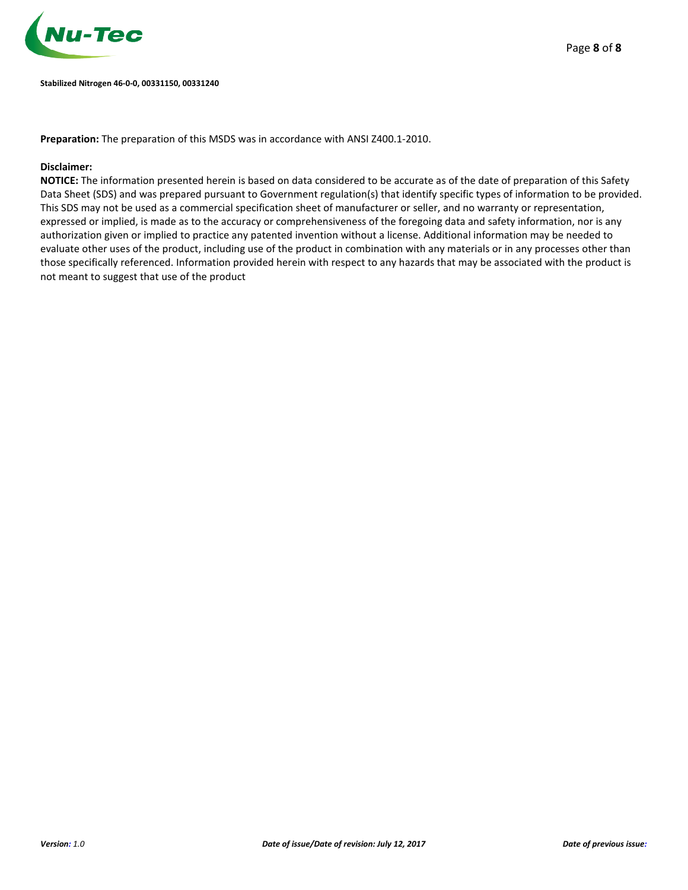**Preparation:** The preparation of this MSDS was in accordance with ANSI Z400.1-2010.

**Disclaimer:**

**NOTICE:** The information presented herein is based on data considered to be accurate as of the date of preparation of this Safety Data Sheet (SDS) and was prepared pursuant to Government regulation(s) that identify specific types of information to be provided. This SDS may not be used as a commercial specification sheet of manufacturer or seller, and no warranty or representation, expressed or implied, is made as to the accuracy or comprehensiveness of the foregoing data and safety information, nor is any authorization given or implied to practice any patented invention without a license. Additional information may be needed to evaluate other uses of the product, including use of the product in combination with any materials or in any processes other than those specifically referenced. Information provided herein with respect to any hazards that may be associated with the product is not meant to suggest that use of the product